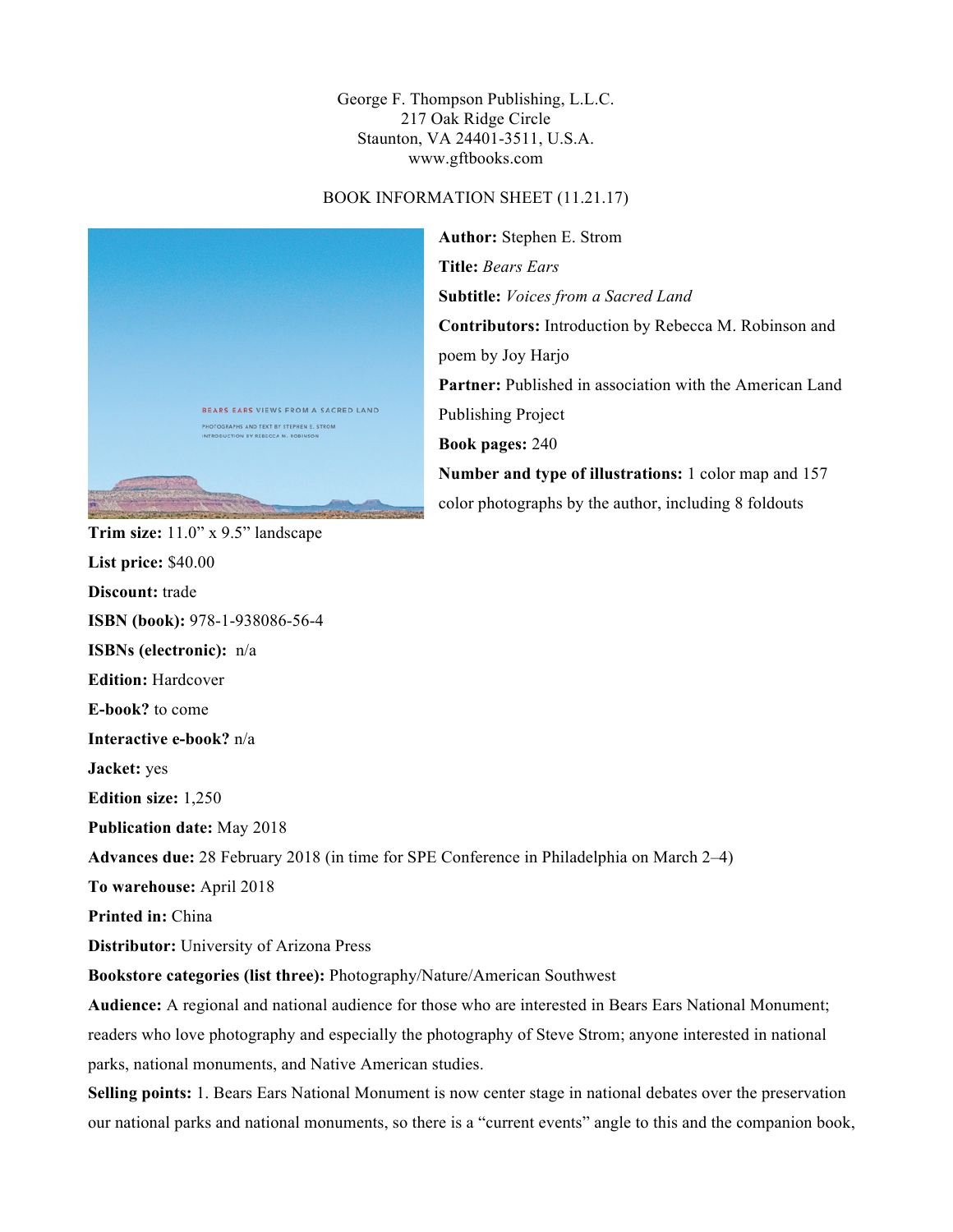George F. Thompson Publishing, L.L.C.
217 Oak Ridge Circle
Staunton, VA 24401-3511, U.S.A.
www.gftbooks.com

BOOK INFORMATION SHEET (11.21.17)

**Author:** Stephen E. Strom

**Title:** *Bears Ears*

**Subtitle:** *Voices from a Sacred Land*

**Contributors:** Introduction by Rebecca M. Robinson and poem by Joy Harjo

**Partner:** Published in association with the American Land Publishing Project

**Book pages:** 240

**Number and type of illustrations:** 1 color map and 157 color photographs by the author, including 8 foldouts

**Trim size:** 11.0" x 9.5" landscape

**List price:** $40.00

**Discount:** trade

**ISBN (book):** 978-1-938086-56-4

**ISBNs (electronic):** n/a

**Edition:** Hardcover

**E-book?** to come

**Interactive e-book?** n/a

**Jacket:** yes

**Edition size:** 1,250

**Publication date:** May 2018

**Advances due:** 28 February 2018 (in time for SPE Conference in Philadelphia on March 2–4)

**To warehouse:** April 2018

**Printed in:** China

**Distributor:** University of Arizona Press

**Bookstore categories (list three):** Photography/Nature/American Southwest

**Audience:** A regional and national audience for those who are interested in Bears Ears National Monument; readers who love photography and especially the photography of Steve Strom; anyone interested in national parks, national monuments, and Native American studies.

**Selling points:** 1. Bears Ears National Monument is now center stage in national debates over the preservation our national parks and national monuments, so there is a "current events" angle to this and the companion book,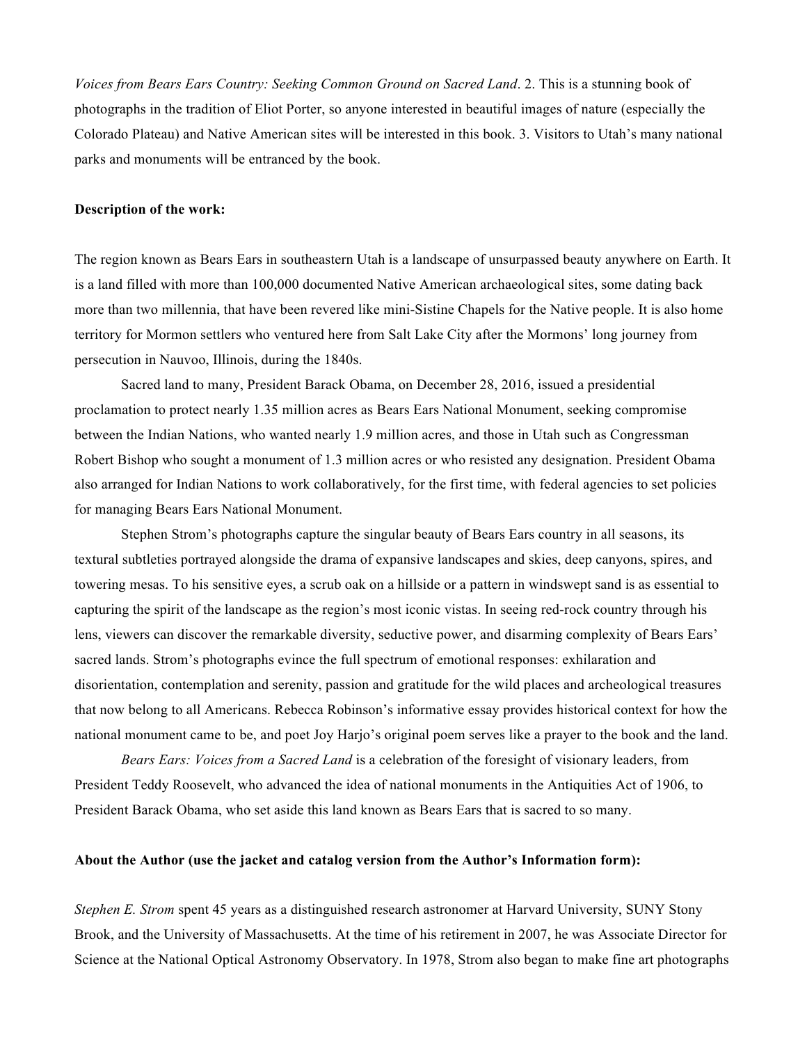*Voices from Bears Ears Country: Seeking Common Ground on Sacred Land*. 2. This is a stunning book of photographs in the tradition of Eliot Porter, so anyone interested in beautiful images of nature (especially the Colorado Plateau) and Native American sites will be interested in this book. 3. Visitors to Utah's many national parks and monuments will be entranced by the book.

**Description of the work:**

The region known as Bears Ears in southeastern Utah is a landscape of unsurpassed beauty anywhere on Earth. It is a land filled with more than 100,000 documented Native American archaeological sites, some dating back more than two millennia, that have been revered like mini-Sistine Chapels for the Native people. It is also home territory for Mormon settlers who ventured here from Salt Lake City after the Mormons' long journey from persecution in Nauvoo, Illinois, during the 1840s.

Sacred land to many, President Barack Obama, on December 28, 2016, issued a presidential proclamation to protect nearly 1.35 million acres as Bears Ears National Monument, seeking compromise between the Indian Nations, who wanted nearly 1.9 million acres, and those in Utah such as Congressman Robert Bishop who sought a monument of 1.3 million acres or who resisted any designation. President Obama also arranged for Indian Nations to work collaboratively, for the first time, with federal agencies to set policies for managing Bears Ears National Monument.

Stephen Strom's photographs capture the singular beauty of Bears Ears country in all seasons, its textural subtleties portrayed alongside the drama of expansive landscapes and skies, deep canyons, spires, and towering mesas. To his sensitive eyes, a scrub oak on a hillside or a pattern in windswept sand is as essential to capturing the spirit of the landscape as the region's most iconic vistas. In seeing red-rock country through his lens, viewers can discover the remarkable diversity, seductive power, and disarming complexity of Bears Ears' sacred lands. Strom's photographs evince the full spectrum of emotional responses: exhilaration and disorientation, contemplation and serenity, passion and gratitude for the wild places and archeological treasures that now belong to all Americans. Rebecca Robinson's informative essay provides historical context for how the national monument came to be, and poet Joy Harjo's original poem serves like a prayer to the book and the land.

*Bears Ears: Voices from a Sacred Land* is a celebration of the foresight of visionary leaders, from President Teddy Roosevelt, who advanced the idea of national monuments in the Antiquities Act of 1906, to President Barack Obama, who set aside this land known as Bears Ears that is sacred to so many.

**About the Author (use the jacket and catalog version from the Author's Information form):**

*Stephen E. Strom* spent 45 years as a distinguished research astronomer at Harvard University, SUNY Stony Brook, and the University of Massachusetts. At the time of his retirement in 2007, he was Associate Director for Science at the National Optical Astronomy Observatory. In 1978, Strom also began to make fine art photographs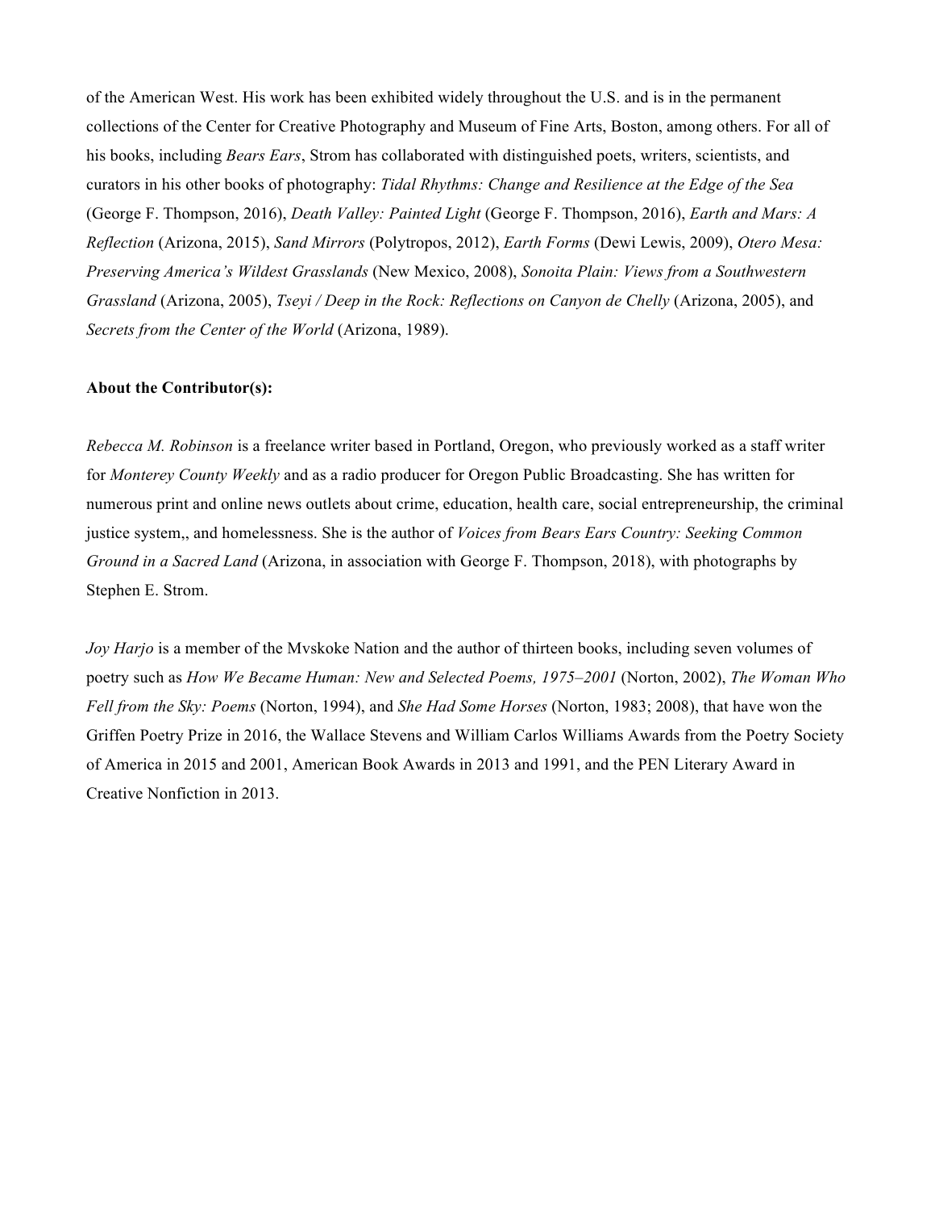of the American West. His work has been exhibited widely throughout the U.S. and is in the permanent collections of the Center for Creative Photography and Museum of Fine Arts, Boston, among others. For all of his books, including *Bears Ears*, Strom has collaborated with distinguished poets, writers, scientists, and curators in his other books of photography: *Tidal Rhythms: Change and Resilience at the Edge of the Sea* (George F. Thompson, 2016), *Death Valley: Painted Light* (George F. Thompson, 2016), *Earth and Mars: A Reflection* (Arizona, 2015), *Sand Mirrors* (Polytropos, 2012), *Earth Forms* (Dewi Lewis, 2009), *Otero Mesa: Preserving America's Wildest Grasslands* (New Mexico, 2008), *Sonoita Plain: Views from a Southwestern Grassland* (Arizona, 2005), *Tseyi / Deep in the Rock: Reflections on Canyon de Chelly* (Arizona, 2005), and *Secrets from the Center of the World* (Arizona, 1989).

**About the Contributor(s):**

*Rebecca M. Robinson* is a freelance writer based in Portland, Oregon, who previously worked as a staff writer for *Monterey County Weekly* and as a radio producer for Oregon Public Broadcasting. She has written for numerous print and online news outlets about crime, education, health care, social entrepreneurship, the criminal justice system,, and homelessness. She is the author of *Voices from Bears Ears Country: Seeking Common Ground in a Sacred Land* (Arizona, in association with George F. Thompson, 2018), with photographs by Stephen E. Strom.

*Joy Harjo* is a member of the Mvskoke Nation and the author of thirteen books, including seven volumes of poetry such as *How We Became Human: New and Selected Poems, 1975–2001* (Norton, 2002), *The Woman Who Fell from the Sky: Poems* (Norton, 1994), and *She Had Some Horses* (Norton, 1983; 2008), that have won the Griffen Poetry Prize in 2016, the Wallace Stevens and William Carlos Williams Awards from the Poetry Society of America in 2015 and 2001, American Book Awards in 2013 and 1991, and the PEN Literary Award in Creative Nonfiction in 2013.